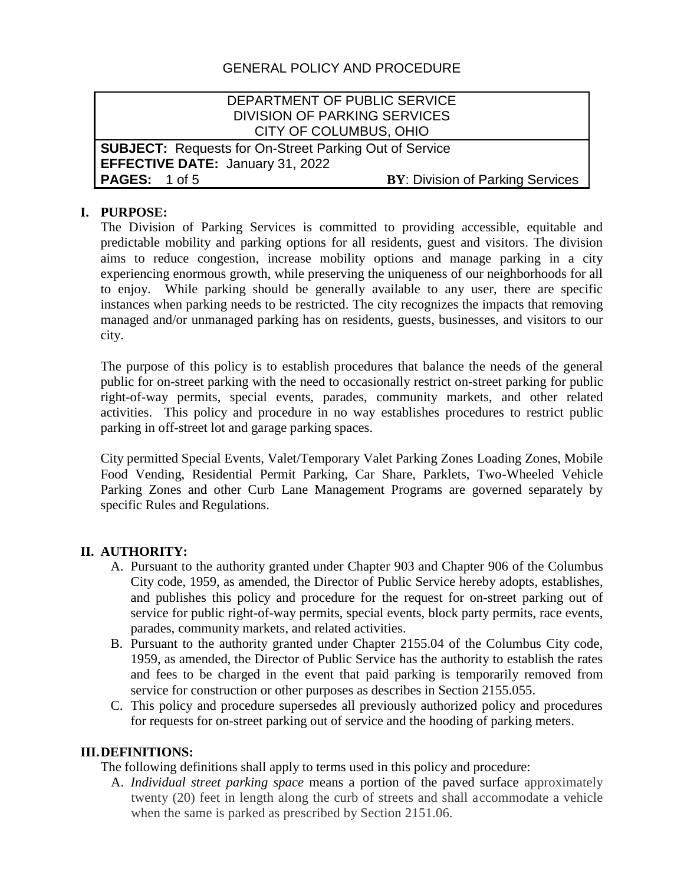# GENERAL POLICY AND PROCEDURE

| DEPARTMENT OF PUBLIC SERVICE<br>DIVISION OF PARKING SERVICES<br>CITY OF COLUMBUS, OHIO | |
|---|---|
| **SUBJECT:** Requests for On-Street Parking Out of Service | |
| **EFFECTIVE DATE:** January 31, 2022 | |
| **PAGES:** 1 of 5 | **BY**: Division of Parking Services |

## I. PURPOSE:

The Division of Parking Services is committed to providing accessible, equitable and predictable mobility and parking options for all residents, guest and visitors. The division aims to reduce congestion, increase mobility options and manage parking in a city experiencing enormous growth, while preserving the uniqueness of our neighborhoods for all to enjoy. While parking should be generally available to any user, there are specific instances when parking needs to be restricted. The city recognizes the impacts that removing managed and/or unmanaged parking has on residents, guests, businesses, and visitors to our city.

The purpose of this policy is to establish procedures that balance the needs of the general public for on-street parking with the need to occasionally restrict on-street parking for public right-of-way permits, special events, parades, community markets, and other related activities. This policy and procedure in no way establishes procedures to restrict public parking in off-street lot and garage parking spaces.

City permitted Special Events, Valet/Temporary Valet Parking Zones Loading Zones, Mobile Food Vending, Residential Permit Parking, Car Share, Parklets, Two-Wheeled Vehicle Parking Zones and other Curb Lane Management Programs are governed separately by specific Rules and Regulations.

## II. AUTHORITY:

A. Pursuant to the authority granted under Chapter 903 and Chapter 906 of the Columbus City code, 1959, as amended, the Director of Public Service hereby adopts, establishes, and publishes this policy and procedure for the request for on-street parking out of service for public right-of-way permits, special events, block party permits, race events, parades, community markets, and related activities.

B. Pursuant to the authority granted under Chapter 2155.04 of the Columbus City code, 1959, as amended, the Director of Public Service has the authority to establish the rates and fees to be charged in the event that paid parking is temporarily removed from service for construction or other purposes as describes in Section 2155.055.

C. This policy and procedure supersedes all previously authorized policy and procedures for requests for on-street parking out of service and the hooding of parking meters.

## III. DEFINITIONS:

The following definitions shall apply to terms used in this policy and procedure:

A. *Individual street parking space* means a portion of the paved surface approximately twenty (20) feet in length along the curb of streets and shall accommodate a vehicle when the same is parked as prescribed by Section 2151.06.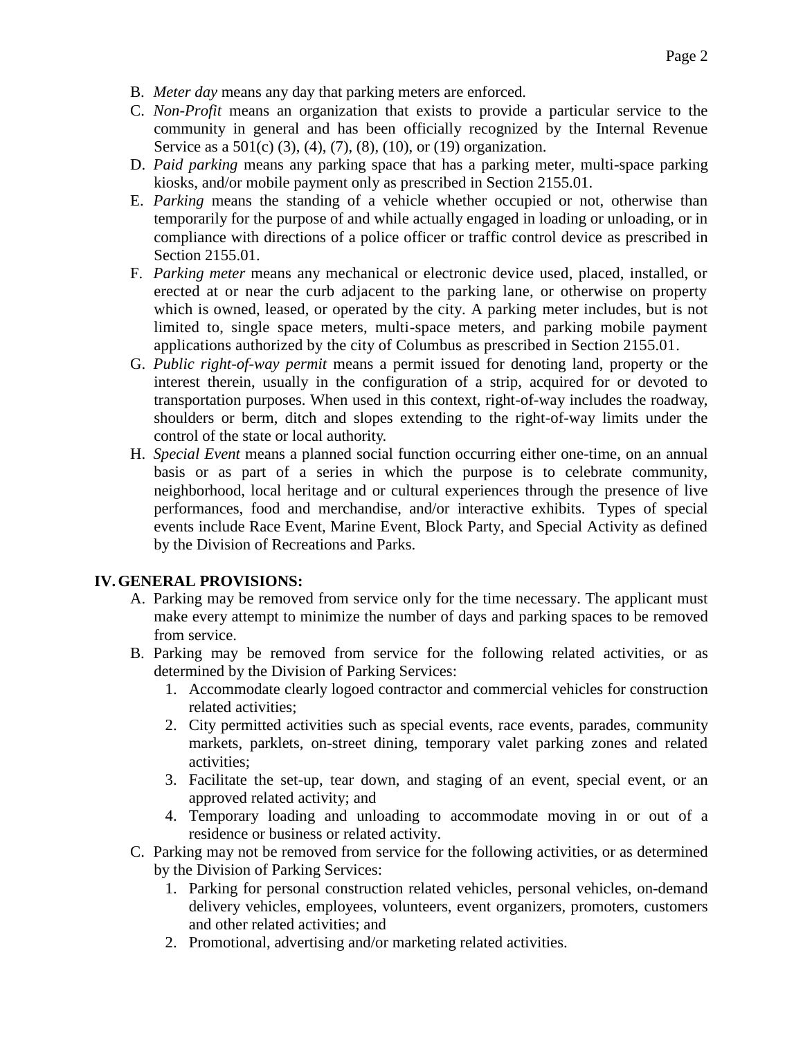B. *Meter day* means any day that parking meters are enforced.

C. *Non-Profit* means an organization that exists to provide a particular service to the community in general and has been officially recognized by the Internal Revenue Service as a 501(c) (3), (4), (7), (8), (10), or (19) organization.

D. *Paid parking* means any parking space that has a parking meter, multi-space parking kiosks, and/or mobile payment only as prescribed in Section 2155.01.

E. *Parking* means the standing of a vehicle whether occupied or not, otherwise than temporarily for the purpose of and while actually engaged in loading or unloading, or in compliance with directions of a police officer or traffic control device as prescribed in Section 2155.01.

F. *Parking meter* means any mechanical or electronic device used, placed, installed, or erected at or near the curb adjacent to the parking lane, or otherwise on property which is owned, leased, or operated by the city. A parking meter includes, but is not limited to, single space meters, multi-space meters, and parking mobile payment applications authorized by the city of Columbus as prescribed in Section 2155.01.

G. *Public right-of-way permit* means a permit issued for denoting land, property or the interest therein, usually in the configuration of a strip, acquired for or devoted to transportation purposes. When used in this context, right-of-way includes the roadway, shoulders or berm, ditch and slopes extending to the right-of-way limits under the control of the state or local authority.

H. *Special Event* means a planned social function occurring either one-time, on an annual basis or as part of a series in which the purpose is to celebrate community, neighborhood, local heritage and or cultural experiences through the presence of live performances, food and merchandise, and/or interactive exhibits. Types of special events include Race Event, Marine Event, Block Party, and Special Activity as defined by the Division of Recreations and Parks.

## IV. GENERAL PROVISIONS:

A. Parking may be removed from service only for the time necessary. The applicant must make every attempt to minimize the number of days and parking spaces to be removed from service.

B. Parking may be removed from service for the following related activities, or as determined by the Division of Parking Services:

1. Accommodate clearly logoed contractor and commercial vehicles for construction related activities;
2. City permitted activities such as special events, race events, parades, community markets, parklets, on-street dining, temporary valet parking zones and related activities;
3. Facilitate the set-up, tear down, and staging of an event, special event, or an approved related activity; and
4. Temporary loading and unloading to accommodate moving in or out of a residence or business or related activity.

C. Parking may not be removed from service for the following activities, or as determined by the Division of Parking Services:

1. Parking for personal construction related vehicles, personal vehicles, on-demand delivery vehicles, employees, volunteers, event organizers, promoters, customers and other related activities; and
2. Promotional, advertising and/or marketing related activities.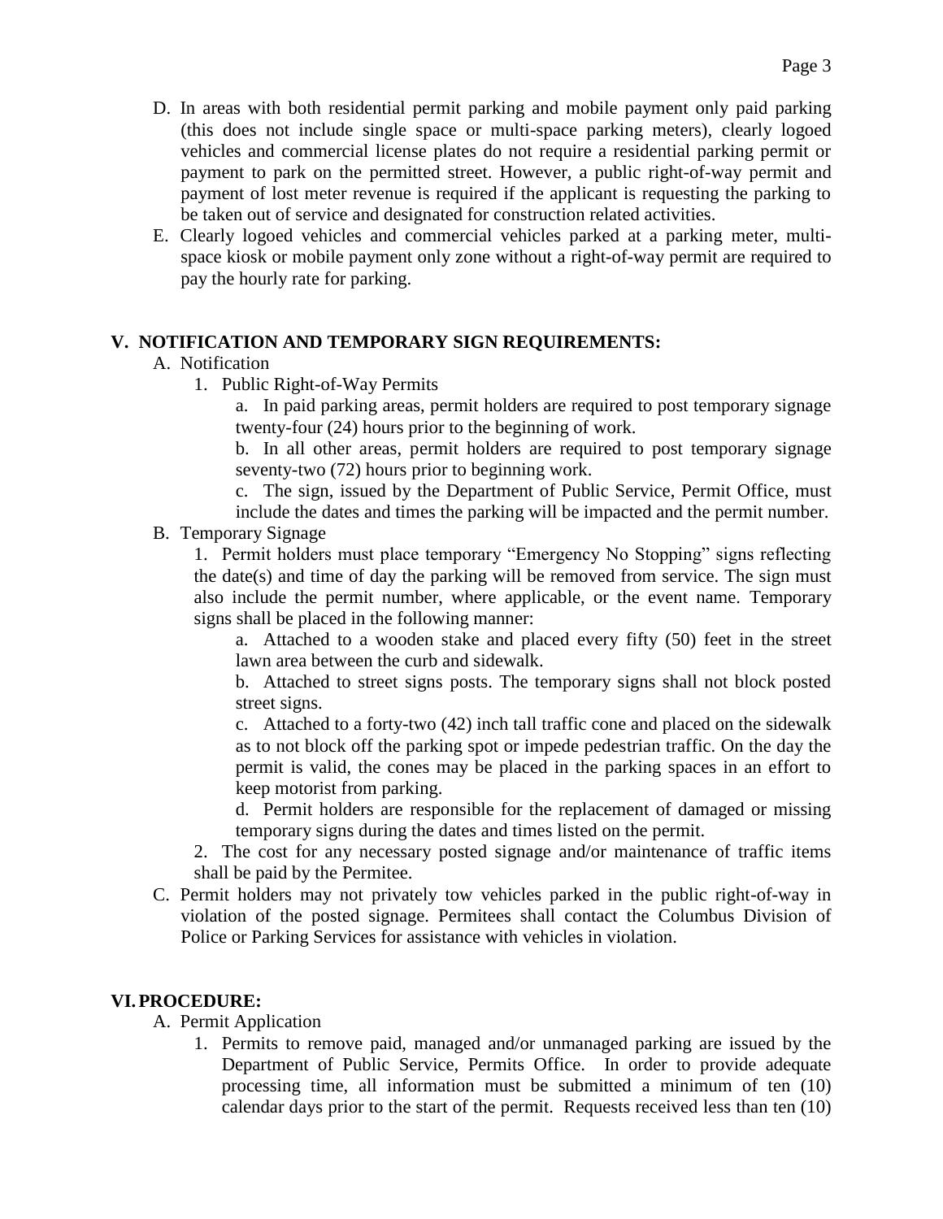D. In areas with both residential permit parking and mobile payment only paid parking (this does not include single space or multi-space parking meters), clearly logoed vehicles and commercial license plates do not require a residential parking permit or payment to park on the permitted street. However, a public right-of-way permit and payment of lost meter revenue is required if the applicant is requesting the parking to be taken out of service and designated for construction related activities.

E. Clearly logoed vehicles and commercial vehicles parked at a parking meter, multi-space kiosk or mobile payment only zone without a right-of-way permit are required to pay the hourly rate for parking.

## V. NOTIFICATION AND TEMPORARY SIGN REQUIREMENTS:

A. Notification

1. Public Right-of-Way Permits

   a. In paid parking areas, permit holders are required to post temporary signage twenty-four (24) hours prior to the beginning of work.

   b. In all other areas, permit holders are required to post temporary signage seventy-two (72) hours prior to beginning work.

   c. The sign, issued by the Department of Public Service, Permit Office, must include the dates and times the parking will be impacted and the permit number.

B. Temporary Signage

1. Permit holders must place temporary "Emergency No Stopping" signs reflecting the date(s) and time of day the parking will be removed from service. The sign must also include the permit number, where applicable, or the event name. Temporary signs shall be placed in the following manner:

   a. Attached to a wooden stake and placed every fifty (50) feet in the street lawn area between the curb and sidewalk.

   b. Attached to street signs posts. The temporary signs shall not block posted street signs.

   c. Attached to a forty-two (42) inch tall traffic cone and placed on the sidewalk as to not block off the parking spot or impede pedestrian traffic. On the day the permit is valid, the cones may be placed in the parking spaces in an effort to keep motorist from parking.

   d. Permit holders are responsible for the replacement of damaged or missing temporary signs during the dates and times listed on the permit.

2. The cost for any necessary posted signage and/or maintenance of traffic items shall be paid by the Permitee.

C. Permit holders may not privately tow vehicles parked in the public right-of-way in violation of the posted signage. Permitees shall contact the Columbus Division of Police or Parking Services for assistance with vehicles in violation.

## VI. PROCEDURE:

A. Permit Application

1. Permits to remove paid, managed and/or unmanaged parking are issued by the Department of Public Service, Permits Office. In order to provide adequate processing time, all information must be submitted a minimum of ten (10) calendar days prior to the start of the permit. Requests received less than ten (10)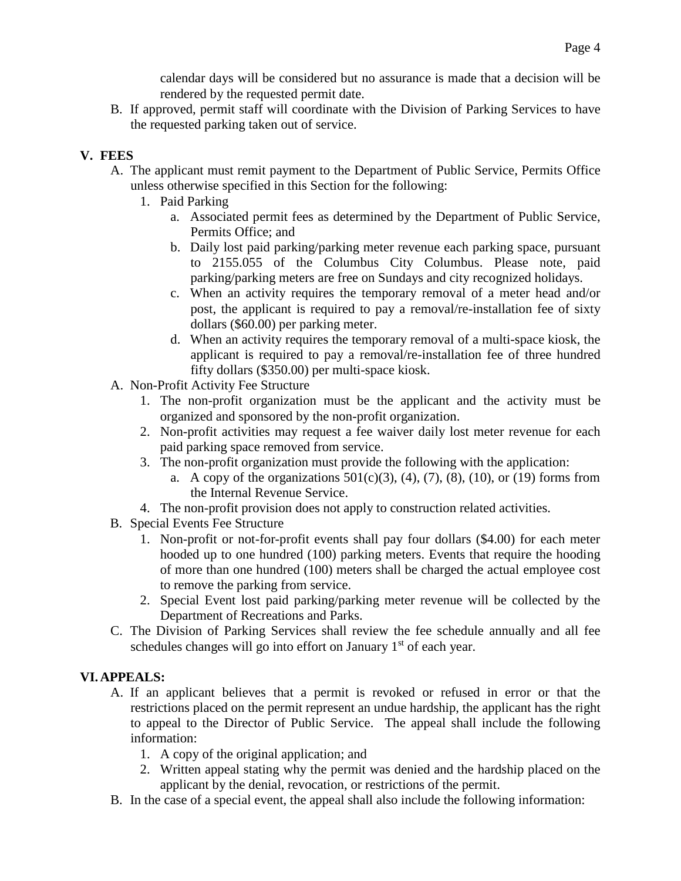calendar days will be considered but no assurance is made that a decision will be rendered by the requested permit date.

B. If approved, permit staff will coordinate with the Division of Parking Services to have the requested parking taken out of service.

## V. FEES

A. The applicant must remit payment to the Department of Public Service, Permits Office unless otherwise specified in this Section for the following:
   1. Paid Parking
      a. Associated permit fees as determined by the Department of Public Service, Permits Office; and
      b. Daily lost paid parking/parking meter revenue each parking space, pursuant to 2155.055 of the Columbus City Columbus. Please note, paid parking/parking meters are free on Sundays and city recognized holidays.
      c. When an activity requires the temporary removal of a meter head and/or post, the applicant is required to pay a removal/re-installation fee of sixty dollars ($60.00) per parking meter.
      d. When an activity requires the temporary removal of a multi-space kiosk, the applicant is required to pay a removal/re-installation fee of three hundred fifty dollars ($350.00) per multi-space kiosk.

A. Non-Profit Activity Fee Structure
   1. The non-profit organization must be the applicant and the activity must be organized and sponsored by the non-profit organization.
   2. Non-profit activities may request a fee waiver daily lost meter revenue for each paid parking space removed from service.
   3. The non-profit organization must provide the following with the application:
      a. A copy of the organizations 501(c)(3), (4), (7), (8), (10), or (19) forms from the Internal Revenue Service.
   4. The non-profit provision does not apply to construction related activities.

B. Special Events Fee Structure
   1. Non-profit or not-for-profit events shall pay four dollars ($4.00) for each meter hooded up to one hundred (100) parking meters. Events that require the hooding of more than one hundred (100) meters shall be charged the actual employee cost to remove the parking from service.
   2. Special Event lost paid parking/parking meter revenue will be collected by the Department of Recreations and Parks.

C. The Division of Parking Services shall review the fee schedule annually and all fee schedules changes will go into effort on January 1st of each year.

## VI. APPEALS:

A. If an applicant believes that a permit is revoked or refused in error or that the restrictions placed on the permit represent an undue hardship, the applicant has the right to appeal to the Director of Public Service. The appeal shall include the following information:
   1. A copy of the original application; and
   2. Written appeal stating why the permit was denied and the hardship placed on the applicant by the denial, revocation, or restrictions of the permit.

B. In the case of a special event, the appeal shall also include the following information: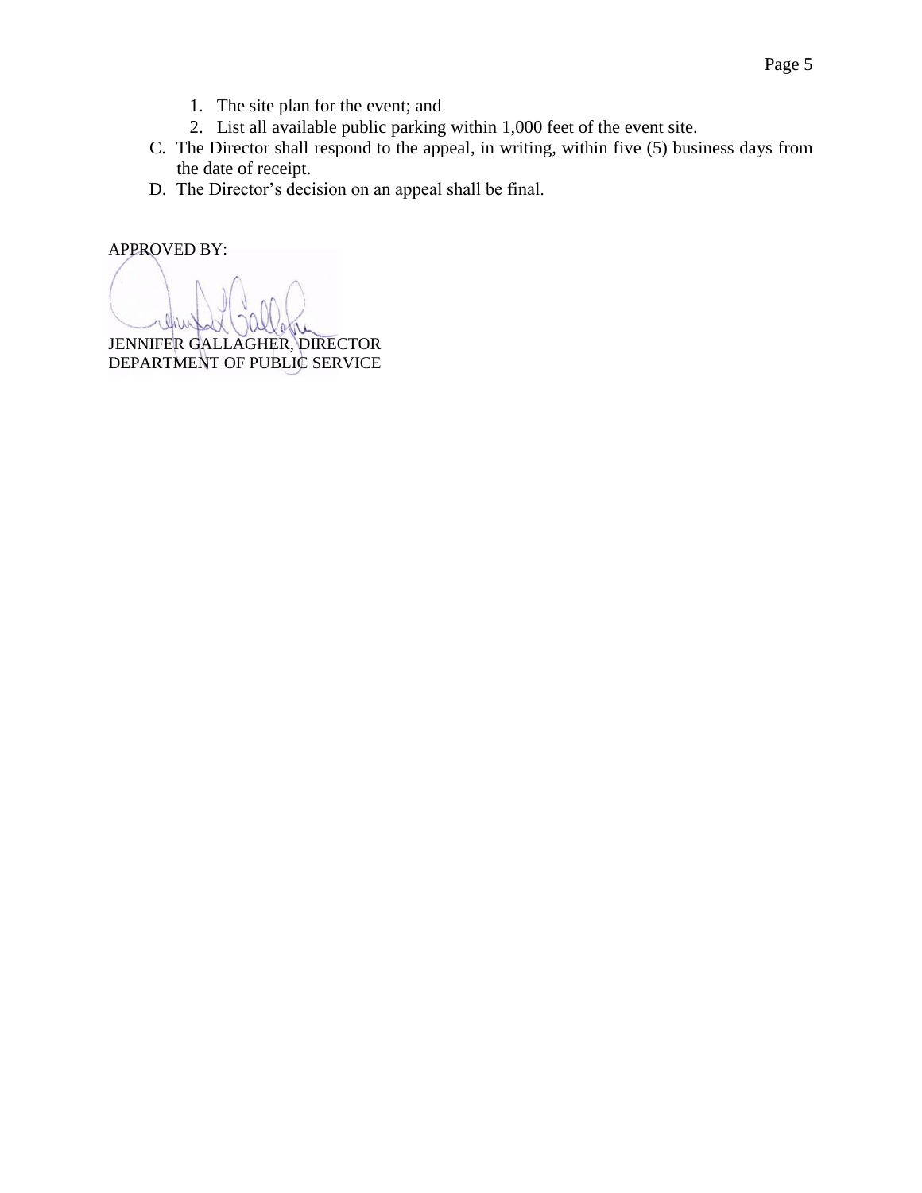1. The site plan for the event; and
2. List all available public parking within 1,000 feet of the event site.

C. The Director shall respond to the appeal, in writing, within five (5) business days from the date of receipt.

D. The Director's decision on an appeal shall be final.

APPROVED BY:

JENNIFER GALLAGHER, DIRECTOR
DEPARTMENT OF PUBLIC SERVICE